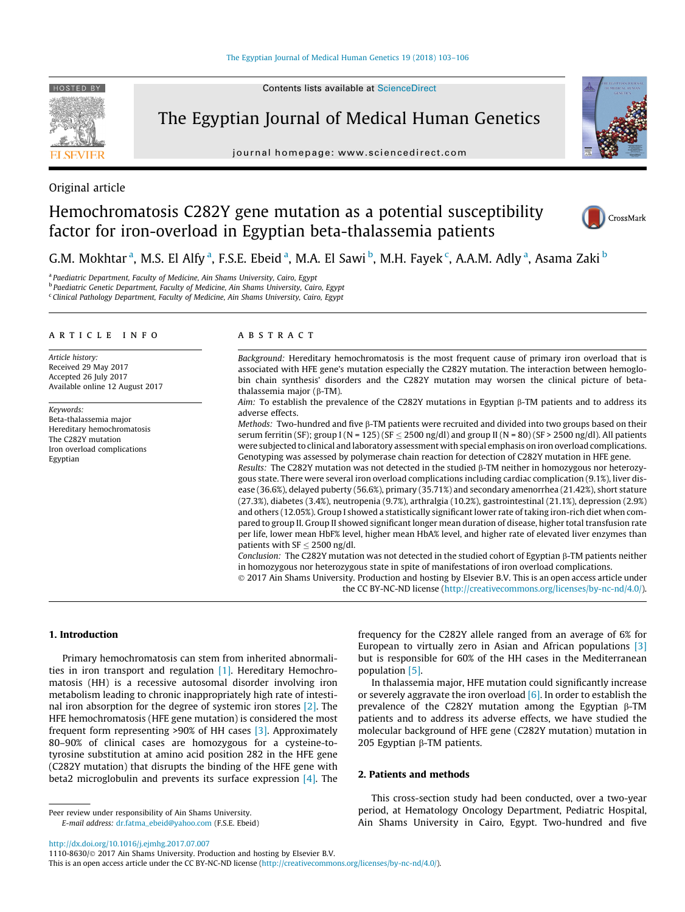Original article

# Hemochromatosis C282Y gene mutation as a potential susceptibility factor for iron-overload in Egyptian beta-thalassemia patients

G.M. Mokhtar [a], M.S. El Alfy [a], F.S.E. Ebeid [a], M.A. El Sawi [b], M.H. Fayek [c], A.A.M. Adly [a], Asama Zaki [b]

[a] Paediatric Department, Faculty of Medicine, Ain Shams University, Cairo, Egypt
[b] Paediatric Genetic Department, Faculty of Medicine, Ain Shams University, Cairo, Egypt
[c] Clinical Pathology Department, Faculty of Medicine, Ain Shams University, Cairo, Egypt

## ARTICLE INFO

*Article history:*
Received 29 May 2017
Accepted 26 July 2017
Available online 12 August 2017

*Keywords:*
Beta-thalassemia major
Hereditary hemochromatosis
The C282Y mutation
Iron overload complications
Egyptian

## ABSTRACT

*Background:* Hereditary hemochromatosis is the most frequent cause of primary iron overload that is associated with HFE gene's mutation especially the C282Y mutation. The interaction between hemoglobin chain synthesis' disorders and the C282Y mutation may worsen the clinical picture of beta-thalassemia major (β-TM).

*Aim:* To establish the prevalence of the C282Y mutations in Egyptian β-TM patients and to address its adverse effects.

*Methods:* Two-hundred and five β-TM patients were recruited and divided into two groups based on their serum ferritin (SF); group I (N = 125) (SF ≤ 2500 ng/dl) and group II (N = 80) (SF > 2500 ng/dl). All patients were subjected to clinical and laboratory assessment with special emphasis on iron overload complications. Genotyping was assessed by polymerase chain reaction for detection of C282Y mutation in HFE gene.

*Results:* The C282Y mutation was not detected in the studied β-TM neither in homozygous nor heterozygous state. There were several iron overload complications including cardiac complication (9.1%), liver disease (36.6%), delayed puberty (56.6%), primary (35.71%) and secondary amenorrhea (21.42%), short stature (27.3%), diabetes (3.4%), neutropenia (9.7%), arthralgia (10.2%), gastrointestinal (21.1%), depression (2.9%) and others (12.05%). Group I showed a statistically significant lower rate of taking iron-rich diet when compared to group II. Group II showed significant longer mean duration of disease, higher total transfusion rate per life, lower mean HbF% level, higher mean HbA% level, and higher rate of elevated liver enzymes than patients with SF ≤ 2500 ng/dl.

*Conclusion:* The C282Y mutation was not detected in the studied cohort of Egyptian β-TM patients neither in homozygous nor heterozygous state in spite of manifestations of iron overload complications.

© 2017 Ain Shams University. Production and hosting by Elsevier B.V. This is an open access article under the CC BY-NC-ND license (http://creativecommons.org/licenses/by-nc-nd/4.0/).

## 1. Introduction

Primary hemochromatosis can stem from inherited abnormalities in iron transport and regulation [1]. Hereditary Hemochromatosis (HH) is a recessive autosomal disorder involving iron metabolism leading to chronic inappropriately high rate of intestinal iron absorption for the degree of systemic iron stores [2]. The HFE hemochromatosis (HFE gene mutation) is considered the most frequent form representing >90% of HH cases [3]. Approximately 80–90% of clinical cases are homozygous for a cysteine-to-tyrosine substitution at amino acid position 282 in the HFE gene (C282Y mutation) that disrupts the binding of the HFE gene with beta2 microglobulin and prevents its surface expression [4]. The frequency for the C282Y allele ranged from an average of 6% for European to virtually zero in Asian and African populations [3] but is responsible for 60% of the HH cases in the Mediterranean population [5].

In thalassemia major, HFE mutation could significantly increase or severely aggravate the iron overload [6]. In order to establish the prevalence of the C282Y mutation among the Egyptian β-TM patients and to address its adverse effects, we have studied the molecular background of HFE gene (C282Y mutation) mutation in 205 Egyptian β-TM patients.

## 2. Patients and methods

This cross-section study had been conducted, over a two-year period, at Hematology Oncology Department, Pediatric Hospital, Ain Shams University in Cairo, Egypt. Two-hundred and five

Peer review under responsibility of Ain Shams University.
E-mail address: dr.fatma_ebeid@yahoo.com (F.S.E. Ebeid)

http://dx.doi.org/10.1016/j.ejmhg.2017.07.007
1110-8630/© 2017 Ain Shams University. Production and hosting by Elsevier B.V.
This is an open access article under the CC BY-NC-ND license (http://creativecommons.org/licenses/by-nc-nd/4.0/).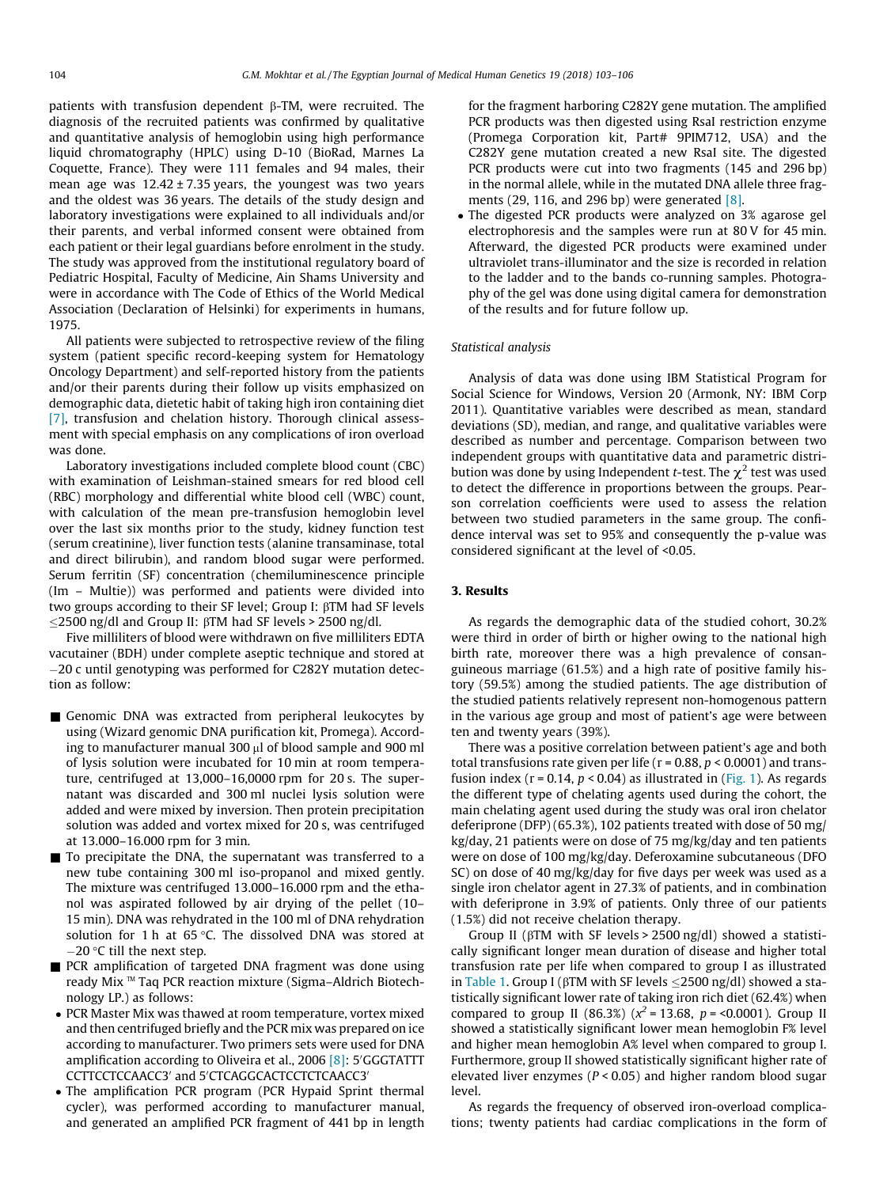patients with transfusion dependent β-TM, were recruited. The diagnosis of the recruited patients was confirmed by qualitative and quantitative analysis of hemoglobin using high performance liquid chromatography (HPLC) using D-10 (BioRad, Marnes La Coquette, France). They were 111 females and 94 males, their mean age was 12.42 ± 7.35 years, the youngest was two years and the oldest was 36 years. The details of the study design and laboratory investigations were explained to all individuals and/or their parents, and verbal informed consent were obtained from each patient or their legal guardians before enrolment in the study. The study was approved from the institutional regulatory board of Pediatric Hospital, Faculty of Medicine, Ain Shams University and were in accordance with The Code of Ethics of the World Medical Association (Declaration of Helsinki) for experiments in humans, 1975.

All patients were subjected to retrospective review of the filing system (patient specific record-keeping system for Hematology Oncology Department) and self-reported history from the patients and/or their parents during their follow up visits emphasized on demographic data, dietetic habit of taking high iron containing diet [7], transfusion and chelation history. Thorough clinical assessment with special emphasis on any complications of iron overload was done.

Laboratory investigations included complete blood count (CBC) with examination of Leishman-stained smears for red blood cell (RBC) morphology and differential white blood cell (WBC) count, with calculation of the mean pre-transfusion hemoglobin level over the last six months prior to the study, kidney function test (serum creatinine), liver function tests (alanine transaminase, total and direct bilirubin), and random blood sugar were performed. Serum ferritin (SF) concentration (chemiluminescence principle (Im – Multie)) was performed and patients were divided into two groups according to their SF level; Group I: βTM had SF levels ≤2500 ng/dl and Group II: βTM had SF levels > 2500 ng/dl.

Five milliliters of blood were withdrawn on five milliliters EDTA vacutainer (BDH) under complete aseptic technique and stored at −20 c until genotyping was performed for C282Y mutation detection as follow:

- Genomic DNA was extracted from peripheral leukocytes by using (Wizard genomic DNA purification kit, Promega). According to manufacturer manual 300 μl of blood sample and 900 ml of lysis solution were incubated for 10 min at room temperature, centrifuged at 13,000–16,0000 rpm for 20 s. The supernatant was discarded and 300 ml nuclei lysis solution were added and were mixed by inversion. Then protein precipitation solution was added and vortex mixed for 20 s, was centrifuged at 13.000–16.000 rpm for 3 min.
- To precipitate the DNA, the supernatant was transferred to a new tube containing 300 ml iso-propanol and mixed gently. The mixture was centrifuged 13.000–16.000 rpm and the ethanol was aspirated followed by air drying of the pellet (10–15 min). DNA was rehydrated in the 100 ml of DNA rehydration solution for 1 h at 65 °C. The dissolved DNA was stored at −20 °C till the next step.
- PCR amplification of targeted DNA fragment was done using ready Mix ™ Taq PCR reaction mixture (Sigma–Aldrich Biotechnology LP.) as follows:
- PCR Master Mix was thawed at room temperature, vortex mixed and then centrifuged briefly and the PCR mix was prepared on ice according to manufacturer. Two primers sets were used for DNA amplification according to Oliveira et al., 2006 [8]: 5′GGGTATTT CCTTCCTCCAACC3′ and 5′CTCAGGCACTCCTCTCAACC3′
- The amplification PCR program (PCR Hypaid Sprint thermal cycler), was performed according to manufacturer manual, and generated an amplified PCR fragment of 441 bp in length for the fragment harboring C282Y gene mutation. The amplified PCR products was then digested using RsaI restriction enzyme (Promega Corporation kit, Part# 9PIM712, USA) and the C282Y gene mutation created a new RsaI site. The digested PCR products were cut into two fragments (145 and 296 bp) in the normal allele, while in the mutated DNA allele three fragments (29, 116, and 296 bp) were generated [8].
- The digested PCR products were analyzed on 3% agarose gel electrophoresis and the samples were run at 80 V for 45 min. Afterward, the digested PCR products were examined under ultraviolet trans-illuminator and the size is recorded in relation to the ladder and to the bands co-running samples. Photography of the gel was done using digital camera for demonstration of the results and for future follow up.

*Statistical analysis*

Analysis of data was done using IBM Statistical Program for Social Science for Windows, Version 20 (Armonk, NY: IBM Corp 2011). Quantitative variables were described as mean, standard deviations (SD), median, and range, and qualitative variables were described as number and percentage. Comparison between two independent groups with quantitative data and parametric distribution was done by using Independent t-test. The $\chi^2$ test was used to detect the difference in proportions between the groups. Pearson correlation coefficients were used to assess the relation between two studied parameters in the same group. The confidence interval was set to 95% and consequently the p-value was considered significant at the level of <0.05.

## 3. Results

As regards the demographic data of the studied cohort, 30.2% were third in order of birth or higher owing to the national high birth rate, moreover there was a high prevalence of consanguineous marriage (61.5%) and a high rate of positive family history (59.5%) among the studied patients. The age distribution of the studied patients relatively represent non-homogenous pattern in the various age group and most of patient's age were between ten and twenty years (39%).

There was a positive correlation between patient's age and both total transfusions rate given per life (r = 0.88, $p < 0.0001$) and transfusion index (r = 0.14, $p < 0.04$) as illustrated in (Fig. 1). As regards the different type of chelating agents used during the cohort, the main chelating agent used during the study was oral iron chelator deferiprone (DFP) (65.3%), 102 patients treated with dose of 50 mg/kg/day, 21 patients were on dose of 75 mg/kg/day and ten patients were on dose of 100 mg/kg/day. Deferoxamine subcutaneous (DFO SC) on dose of 40 mg/kg/day for five days per week was used as a single iron chelator agent in 27.3% of patients, and in combination with deferiprone in 3.9% of patients. Only three of our patients (1.5%) did not receive chelation therapy.

Group II (βTM with SF levels > 2500 ng/dl) showed a statistically significant longer mean duration of disease and higher total transfusion rate per life when compared to group I as illustrated in Table 1. Group I (βTM with SF levels ≤2500 ng/dl) showed a statistically significant lower rate of taking iron rich diet (62.4%) when compared to group II (86.3%) ($x^2$ = 13.68, p = <0.0001). Group II showed a statistically significant lower mean hemoglobin F% level and higher mean hemoglobin A% level when compared to group I. Furthermore, group II showed statistically significant higher rate of elevated liver enzymes ($P < 0.05$) and higher random blood sugar level.

As regards the frequency of observed iron-overload complications; twenty patients had cardiac complications in the form of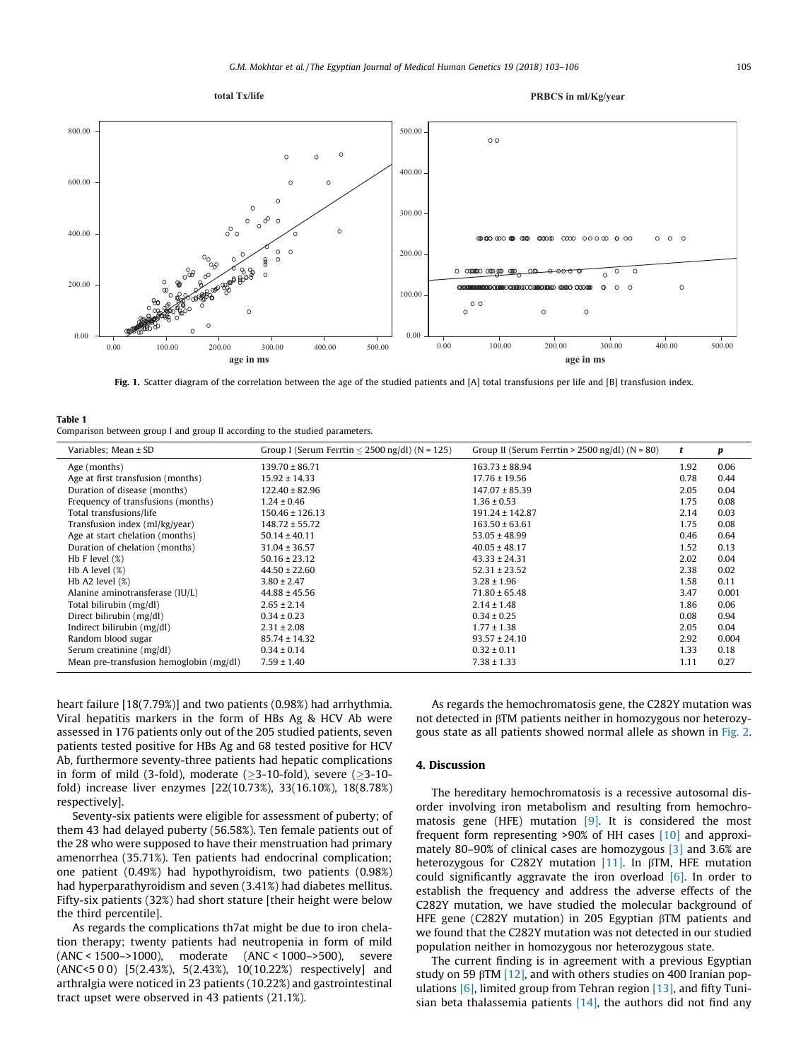Fig. 1. Scatter diagram of the correlation between the age of the studied patients and [A] total transfusions per life and [B] transfusion index.

**Table 1**
Comparison between group I and group II according to the studied parameters.

| Variables; Mean ± SD | Group I (Serum Ferrtin ≤ 2500 ng/dl) (N = 125) | Group II (Serum Ferrtin > 2500 ng/dl) (N = 80) | *t* | *p* |
|---|---|---|---|---|
| Age (months) | 139.70 ± 86.71 | 163.73 ± 88.94 | 1.92 | 0.06 |
| Age at first transfusion (months) | 15.92 ± 14.33 | 17.76 ± 19.56 | 0.78 | 0.44 |
| Duration of disease (months) | 122.40 ± 82.96 | 147.07 ± 85.39 | 2.05 | 0.04 |
| Frequency of transfusions (months) | 1.24 ± 0.46 | 1.36 ± 0.53 | 1.75 | 0.08 |
| Total transfusions/life | 150.46 ± 126.13 | 191.24 ± 142.87 | 2.14 | 0.03 |
| Transfusion index (ml/kg/year) | 148.72 ± 55.72 | 163.50 ± 63.61 | 1.75 | 0.08 |
| Age at start chelation (months) | 50.14 ± 40.11 | 53.05 ± 48.99 | 0.46 | 0.64 |
| Duration of chelation (months) | 31.04 ± 36.57 | 40.05 ± 48.17 | 1.52 | 0.13 |
| Hb F level (%) | 50.16 ± 23.12 | 43.33 ± 24.31 | 2.02 | 0.04 |
| Hb A level (%) | 44.50 ± 22.60 | 52.31 ± 23.52 | 2.38 | 0.02 |
| Hb A2 level (%) | 3.80 ± 2.47 | 3.28 ± 1.96 | 1.58 | 0.11 |
| Alanine aminotransferase (IU/L) | 44.88 ± 45.56 | 71.80 ± 65.48 | 3.47 | 0.001 |
| Total bilirubin (mg/dl) | 2.65 ± 2.14 | 2.14 ± 1.48 | 1.86 | 0.06 |
| Direct bilirubin (mg/dl) | 0.34 ± 0.23 | 0.34 ± 0.25 | 0.08 | 0.94 |
| Indirect bilirubin (mg/dl) | 2.31 ± 2.08 | 1.77 ± 1.38 | 2.05 | 0.04 |
| Random blood sugar | 85.74 ± 14.32 | 93.57 ± 24.10 | 2.92 | 0.004 |
| Serum creatinine (mg/dl) | 0.34 ± 0.14 | 0.32 ± 0.11 | 1.33 | 0.18 |
| Mean pre-transfusion hemoglobin (mg/dl) | 7.59 ± 1.40 | 7.38 ± 1.33 | 1.11 | 0.27 |

heart failure [18(7.79%)] and two patients (0.98%) had arrhythmia. Viral hepatitis markers in the form of HBs Ag & HCV Ab were assessed in 176 patients only out of the 205 studied patients, seven patients tested positive for HBs Ag and 68 tested positive for HCV Ab, furthermore seventy-three patients had hepatic complications in form of mild (3-fold), moderate (≥3-10-fold), severe (≥3-10-fold) increase liver enzymes [22(10.73%), 33(16.10%), 18(8.78%) respectively].

Seventy-six patients were eligible for assessment of puberty; of them 43 had delayed puberty (56.58%). Ten female patients out of the 28 who were supposed to have their menstruation had primary amenorrhea (35.71%). Ten patients had endocrinal complication; one patient (0.49%) had hypothyroidism, two patients (0.98%) had hyperparathyroidism and seven (3.41%) had diabetes mellitus. Fifty-six patients (32%) had short stature [their height were below the third percentile].

As regards the complications th7at might be due to iron chelation therapy; twenty patients had neutropenia in form of mild (ANC < 1500–>1000), moderate (ANC < 1000–>500), severe (ANC<5 0 0) [5(2.43%), 5(2.43%), 10(10.22%) respectively] and arthralgia were noticed in 23 patients (10.22%) and gastrointestinal tract upset were observed in 43 patients (21.1%).

As regards the hemochromatosis gene, the C282Y mutation was not detected in βTM patients neither in homozygous nor heterozygous state as all patients showed normal allele as shown in Fig. 2.

## 4. Discussion

The hereditary hemochromatosis is a recessive autosomal disorder involving iron metabolism and resulting from hemochromatosis gene (HFE) mutation [9]. It is considered the most frequent form representing >90% of HH cases [10] and approximately 80–90% of clinical cases are homozygous [3] and 3.6% are heterozygous for C282Y mutation [11]. In βTM, HFE mutation could significantly aggravate the iron overload [6]. In order to establish the frequency and address the adverse effects of the C282Y mutation, we have studied the molecular background of HFE gene (C282Y mutation) in 205 Egyptian βTM patients and we found that the C282Y mutation was not detected in our studied population neither in homozygous nor heterozygous state.

The current finding is in agreement with a previous Egyptian study on 59 βTM [12], and with others studies on 400 Iranian populations [6], limited group from Tehran region [13], and fifty Tunisian beta thalassemia patients [14], the authors did not find any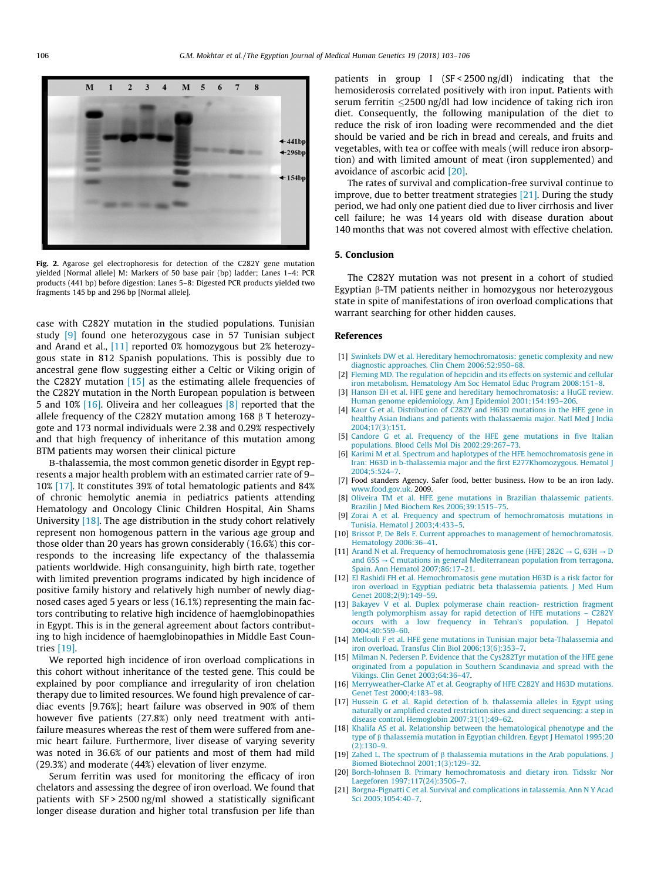M 1 2 3 4 M 5 6 7 8

←441bp

←296bp

←154bp

**Fig. 2.** Agarose gel electrophoresis for detection of the C282Y gene mutation yielded [Normal allele] M: Markers of 50 base pair (bp) ladder; Lanes 1–4: PCR products (441 bp) before digestion; Lanes 5–8: Digested PCR products yielded two fragments 145 bp and 296 bp [Normal allele].

case with C282Y mutation in the studied populations. Tunisian study [9] found one heterozygous case in 57 Tunisian subject and Arand et al., [11] reported 0% homozygous but 2% heterozygous state in 812 Spanish populations. This is possibly due to ancestral gene flow suggesting either a Celtic or Viking origin of the C282Y mutation [15] as the estimating allele frequencies of the C282Y mutation in the North European population is between 5 and 10% [16]. Oliveira and her colleagues [8] reported that the allele frequency of the C282Y mutation among 168 β T heterozygote and 173 normal individuals were 2.38 and 0.29% respectively and that high frequency of inheritance of this mutation among BTM patients may worsen their clinical picture

Β-thalassemia, the most common genetic disorder in Egypt represents a major health problem with an estimated carrier rate of 9–10% [17]. It constitutes 39% of total hematologic patients and 84% of chronic hemolytic anemia in pediatrics patients attending Hematology and Oncology Clinic Children Hospital, Ain Shams University [18]. The age distribution in the study cohort relatively represent non homogenous pattern in the various age group and those older than 20 years has grown considerably (16.6%) this corresponds to the increasing life expectancy of the thalassemia patients worldwide. High consanguinity, high birth rate, together with limited prevention programs indicated by high incidence of positive family history and relatively high number of newly diagnosed cases aged 5 years or less (16.1%) representing the main factors contributing to relative high incidence of haemglobinopathies in Egypt. This is in the general agreement about factors contributing to high incidence of haemglobinopathies in Middle East Countries [19].

We reported high incidence of iron overload complications in this cohort without inheritance of the tested gene. This could be explained by poor compliance and irregularity of iron chelation therapy due to limited resources. We found high prevalence of cardiac events [9.76%]; heart failure was observed in 90% of them however five patients (27.8%) only need treatment with anti-failure measures whereas the rest of them were suffered from anemic heart failure. Furthermore, liver disease of varying severity was noted in 36.6% of our patients and most of them had mild (29.3%) and moderate (44%) elevation of liver enzyme.

Serum ferritin was used for monitoring the efficacy of iron chelators and assessing the degree of iron overload. We found that patients with SF > 2500 ng/ml showed a statistically significant longer disease duration and higher total transfusion per life than patients in group I (SF < 2500 ng/dl) indicating that the hemosiderosis correlated positively with iron input. Patients with serum ferritin ≤2500 ng/dl had low incidence of taking rich iron diet. Consequently, the following manipulation of the diet to reduce the risk of iron loading were recommended and the diet should be varied and be rich in bread and cereals, and fruits and vegetables, with tea or coffee with meals (will reduce iron absorption) and with limited amount of meat (iron supplemented) and avoidance of ascorbic acid [20].

The rates of survival and complication-free survival continue to improve, due to better treatment strategies [21]. During the study period, we had only one patient died due to liver cirrhosis and liver cell failure; he was 14 years old with disease duration about 140 months that was not covered almost with effective chelation.

## 5. Conclusion

The C282Y mutation was not present in a cohort of studied Egyptian β-TM patients neither in homozygous nor heterozygous state in spite of manifestations of iron overload complications that warrant searching for other hidden causes.

## References

[1] Swinkels DW et al. Hereditary hemochromatosis: genetic complexity and new diagnostic approaches. Clin Chem 2006;52:950–68.

[2] Fleming MD. The regulation of hepcidin and its effects on systemic and cellular iron metabolism. Hematology Am Soc Hematol Educ Program 2008:151–8.

[3] Hanson EH et al. HFE gene and hereditary hemochromatosis: a HuGE review. Human genome epidemiology. Am J Epidemiol 2001;154:193–206.

[4] Kaur G et al. Distribution of C282Y and H63D mutations in the HFE gene in healthy Asian Indians and patients with thalassaemia major. Natl Med J India 2004;17(3):151.

[5] Candore G et al. Frequency of the HFE gene mutations in five Italian populations. Blood Cells Mol Dis 2002;29:267–73.

[6] Karimi M et al. Spectrum and haplotypes of the HFE hemochromatosis gene in Iran: H63D in b-thalassemia major and the first E277Khomozygous. Hematol J 2004;5:524–7.

[7] Food standers Agency. Safer food, better business. How to be an iron lady. www.food.gov.uk. 2009.

[8] Oliveira TM et al. HFE gene mutations in Brazilian thalassemic patients. Brazilin J Med Biochem Res 2006;39:1515–75.

[9] Zorai A et al. Frequency and spectrum of hemochromatosis mutations in Tunisia. Hematol J 2003;4:433–5.

[10] Brissot P, De Bels F. Current approaches to management of hemochromatosis. Hematology 2006:36–41.

[11] Arand N et al. Frequency of hemochromatosis gene (HFE) 282C → G, 63H → D and 65S → C mutations in general Mediterranean population from terragona, Spain. Ann Hematol 2007;86:17–21.

[12] El Rashidi FH et al. Hemochromatosis gene mutation H63D is a risk factor for iron overload in Egyptian pediatric beta thalassemia patients. J Med Hum Genet 2008;2(9):149–59.

[13] Bakayev V et al. Duplex polymerase chain reaction- restriction fragment length polymorphism assay for rapid detection of HFE mutations – C282Y occurs with a low frequency in Tehran's population. J Hepatol 2004;40:559–60.

[14] Mellouli F et al. HFE gene mutations in Tunisian major beta-Thalassemia and iron overload. Transfus Clin Biol 2006;13(6):353–7.

[15] Milman N, Pedersen P. Evidence that the Cys282Tyr mutation of the HFE gene originated from a population in Southern Scandinavia and spread with the Vikings. Clin Genet 2003;64:36–47.

[16] Merryweather-Clarke AT et al. Geography of HFE C282Y and H63D mutations. Genet Test 2000;4:183–98.

[17] Hussein G et al. Rapid detection of b. thalassemia alleles in Egypt using naturally or amplified created restriction sites and direct sequencing: a step in disease control. Hemoglobin 2007;31(1):49–62.

[18] Khalifa AS et al. Relationship between the hematological phenotype and the type of β thalassemia mutation in Egyptian children. Egypt J Hematol 1995;20 (2):130–9.

[19] Zahed L. The spectrum of β thalassemia mutations in the Arab populations. J Biomed Biotechnol 2001;1(3):129–32.

[20] Borch-Iohnsen B. Primary hemochromatosis and dietary iron. Tidsskr Nor Laegeforen 1997;117(24):3506–7.

[21] Borgna-Pignatti C et al. Survival and complications in talassemia. Ann N Y Acad Sci 2005;1054:40–7.